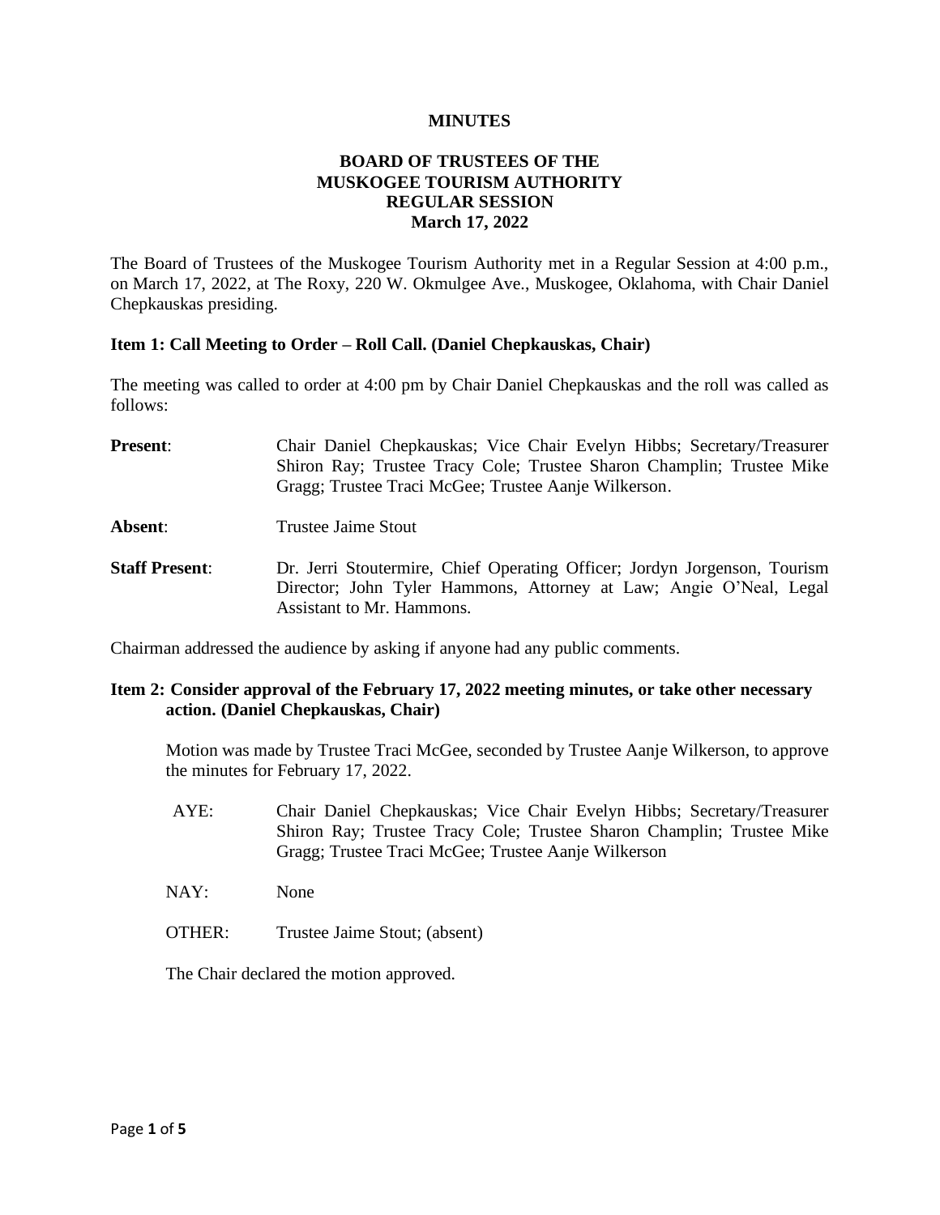**MINUTES**

**BOARD OF TRUSTEES OF THE MUSKOGEE TOURISM AUTHORITY REGULAR SESSION March 17, 2022**

The Board of Trustees of the Muskogee Tourism Authority met in a Regular Session at 4:00 p.m., on March 17, 2022, at The Roxy, 220 W. Okmulgee Ave., Muskogee, Oklahoma, with Chair Daniel Chepkauskas presiding.

**Item 1: Call Meeting to Order – Roll Call. (Daniel Chepkauskas, Chair)**

The meeting was called to order at 4:00 pm by Chair Daniel Chepkauskas and the roll was called as follows:

**Present**: Chair Daniel Chepkauskas; Vice Chair Evelyn Hibbs; Secretary/Treasurer Shiron Ray; Trustee Tracy Cole; Trustee Sharon Champlin; Trustee Mike Gragg; Trustee Traci McGee; Trustee Aanje Wilkerson.

**Absent**: Trustee Jaime Stout

**Staff Present**: Dr. Jerri Stoutermire, Chief Operating Officer; Jordyn Jorgenson, Tourism Director; John Tyler Hammons, Attorney at Law; Angie O'Neal, Legal Assistant to Mr. Hammons.

Chairman addressed the audience by asking if anyone had any public comments.

**Item 2: Consider approval of the February 17, 2022 meeting minutes, or take other necessary action. (Daniel Chepkauskas, Chair)**

Motion was made by Trustee Traci McGee, seconded by Trustee Aanje Wilkerson, to approve the minutes for February 17, 2022.

AYE: Chair Daniel Chepkauskas; Vice Chair Evelyn Hibbs; Secretary/Treasurer Shiron Ray; Trustee Tracy Cole; Trustee Sharon Champlin; Trustee Mike Gragg; Trustee Traci McGee; Trustee Aanje Wilkerson

NAY: None

OTHER: Trustee Jaime Stout; (absent)

The Chair declared the motion approved.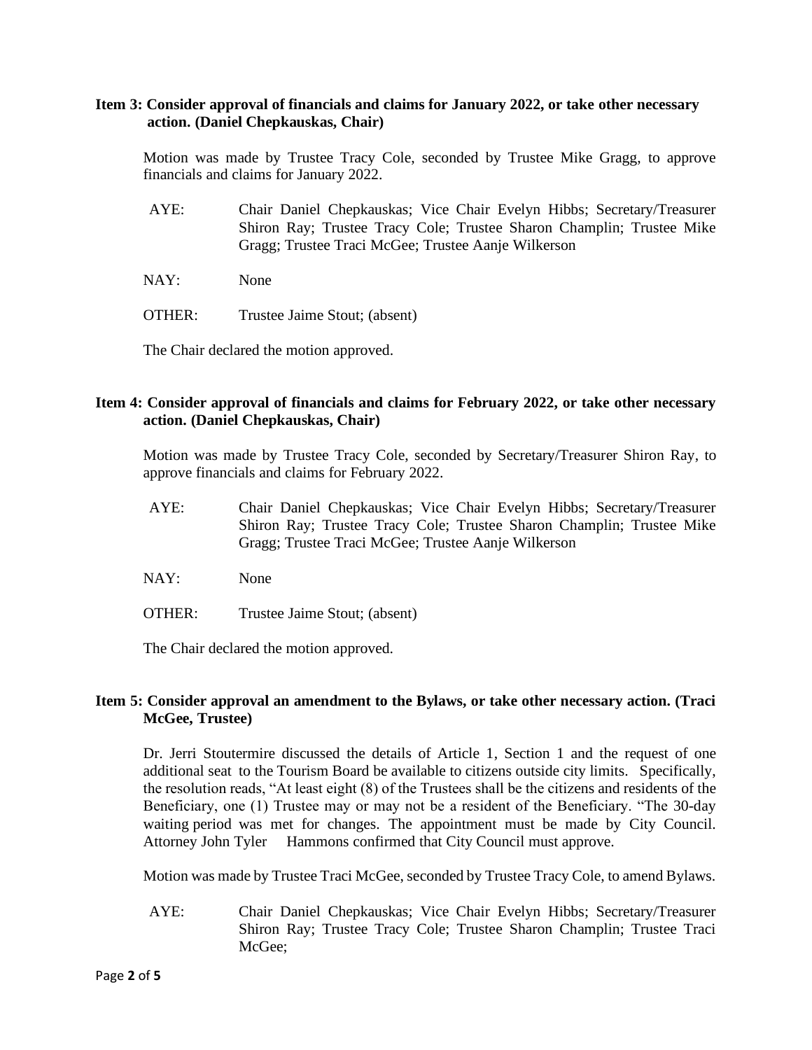**Item 3: Consider approval of financials and claims for January 2022, or take other necessary action. (Daniel Chepkauskas, Chair)**

Motion was made by Trustee Tracy Cole, seconded by Trustee Mike Gragg, to approve financials and claims for January 2022.

AYE: Chair Daniel Chepkauskas; Vice Chair Evelyn Hibbs; Secretary/Treasurer Shiron Ray; Trustee Tracy Cole; Trustee Sharon Champlin; Trustee Mike Gragg; Trustee Traci McGee; Trustee Aanje Wilkerson

NAY: None

OTHER: Trustee Jaime Stout; (absent)

The Chair declared the motion approved.

**Item 4: Consider approval of financials and claims for February 2022, or take other necessary action. (Daniel Chepkauskas, Chair)**

Motion was made by Trustee Tracy Cole, seconded by Secretary/Treasurer Shiron Ray, to approve financials and claims for February 2022.

AYE: Chair Daniel Chepkauskas; Vice Chair Evelyn Hibbs; Secretary/Treasurer Shiron Ray; Trustee Tracy Cole; Trustee Sharon Champlin; Trustee Mike Gragg; Trustee Traci McGee; Trustee Aanje Wilkerson

NAY: None

OTHER: Trustee Jaime Stout; (absent)

The Chair declared the motion approved.

**Item 5: Consider approval an amendment to the Bylaws, or take other necessary action. (Traci McGee, Trustee)**

Dr. Jerri Stoutermire discussed the details of Article 1, Section 1 and the request of one additional seat to the Tourism Board be available to citizens outside city limits. Specifically, the resolution reads, "At least eight (8) of the Trustees shall be the citizens and residents of the Beneficiary, one (1) Trustee may or may not be a resident of the Beneficiary. "The 30-day waiting period was met for changes. The appointment must be made by City Council. Attorney John Tyler Hammons confirmed that City Council must approve.

Motion was made by Trustee Traci McGee, seconded by Trustee Tracy Cole, to amend Bylaws.

AYE: Chair Daniel Chepkauskas; Vice Chair Evelyn Hibbs; Secretary/Treasurer Shiron Ray; Trustee Tracy Cole; Trustee Sharon Champlin; Trustee Traci McGee;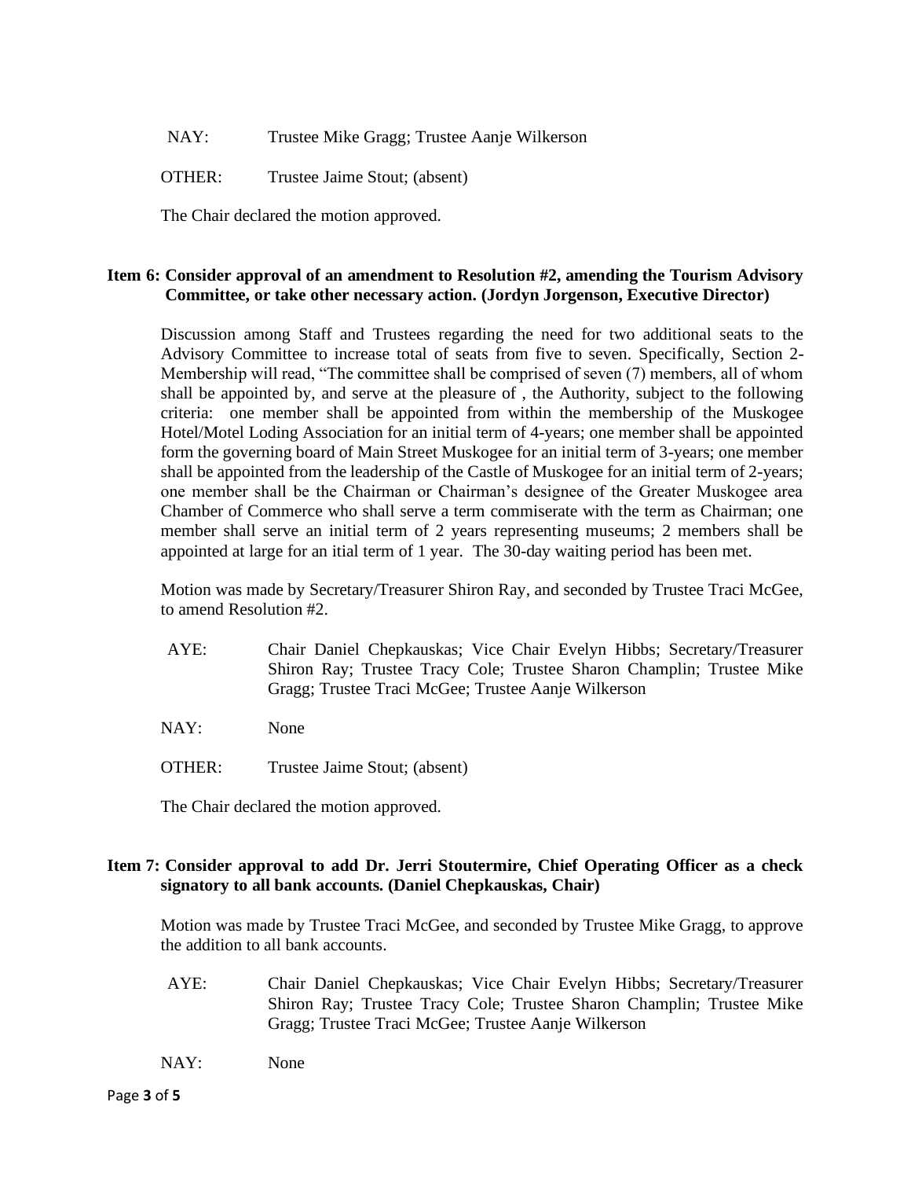NAY: Trustee Mike Gragg; Trustee Aanje Wilkerson

OTHER: Trustee Jaime Stout; (absent)

The Chair declared the motion approved.

**Item 6: Consider approval of an amendment to Resolution #2, amending the Tourism Advisory Committee, or take other necessary action. (Jordyn Jorgenson, Executive Director)**

Discussion among Staff and Trustees regarding the need for two additional seats to the Advisory Committee to increase total of seats from five to seven. Specifically, Section 2-Membership will read, "The committee shall be comprised of seven (7) members, all of whom shall be appointed by, and serve at the pleasure of , the Authority, subject to the following criteria: one member shall be appointed from within the membership of the Muskogee Hotel/Motel Loding Association for an initial term of 4-years; one member shall be appointed form the governing board of Main Street Muskogee for an initial term of 3-years; one member shall be appointed from the leadership of the Castle of Muskogee for an initial term of 2-years; one member shall be the Chairman or Chairman's designee of the Greater Muskogee area Chamber of Commerce who shall serve a term commiserate with the term as Chairman; one member shall serve an initial term of 2 years representing museums; 2 members shall be appointed at large for an itial term of 1 year. The 30-day waiting period has been met.

Motion was made by Secretary/Treasurer Shiron Ray, and seconded by Trustee Traci McGee, to amend Resolution #2.

AYE: Chair Daniel Chepkauskas; Vice Chair Evelyn Hibbs; Secretary/Treasurer Shiron Ray; Trustee Tracy Cole; Trustee Sharon Champlin; Trustee Mike Gragg; Trustee Traci McGee; Trustee Aanje Wilkerson

NAY: None

OTHER: Trustee Jaime Stout; (absent)

The Chair declared the motion approved.

**Item 7: Consider approval to add Dr. Jerri Stoutermire, Chief Operating Officer as a check signatory to all bank accounts. (Daniel Chepkauskas, Chair)**

Motion was made by Trustee Traci McGee, and seconded by Trustee Mike Gragg, to approve the addition to all bank accounts.

AYE: Chair Daniel Chepkauskas; Vice Chair Evelyn Hibbs; Secretary/Treasurer Shiron Ray; Trustee Tracy Cole; Trustee Sharon Champlin; Trustee Mike Gragg; Trustee Traci McGee; Trustee Aanje Wilkerson

NAY: None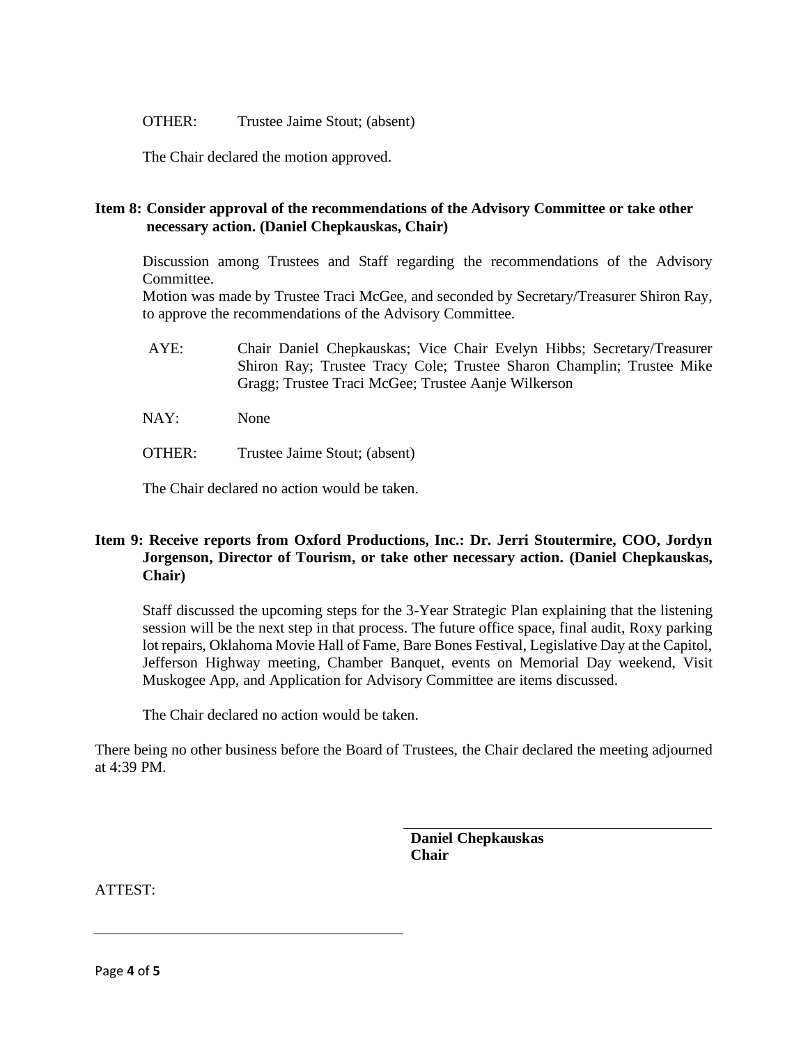OTHER: Trustee Jaime Stout; (absent)

The Chair declared the motion approved.

**Item 8: Consider approval of the recommendations of the Advisory Committee or take other necessary action. (Daniel Chepkauskas, Chair)**

Discussion among Trustees and Staff regarding the recommendations of the Advisory Committee.

Motion was made by Trustee Traci McGee, and seconded by Secretary/Treasurer Shiron Ray, to approve the recommendations of the Advisory Committee.

AYE: Chair Daniel Chepkauskas; Vice Chair Evelyn Hibbs; Secretary/Treasurer Shiron Ray; Trustee Tracy Cole; Trustee Sharon Champlin; Trustee Mike Gragg; Trustee Traci McGee; Trustee Aanje Wilkerson

NAY: None

OTHER: Trustee Jaime Stout; (absent)

The Chair declared no action would be taken.

**Item 9: Receive reports from Oxford Productions, Inc.: Dr. Jerri Stoutermire, COO, Jordyn Jorgenson, Director of Tourism, or take other necessary action. (Daniel Chepkauskas, Chair)**

Staff discussed the upcoming steps for the 3-Year Strategic Plan explaining that the listening session will be the next step in that process. The future office space, final audit, Roxy parking lot repairs, Oklahoma Movie Hall of Fame, Bare Bones Festival, Legislative Day at the Capitol, Jefferson Highway meeting, Chamber Banquet, events on Memorial Day weekend, Visit Muskogee App, and Application for Advisory Committee are items discussed.

The Chair declared no action would be taken.

There being no other business before the Board of Trustees, the Chair declared the meeting adjourned at 4:39 PM.

\_\_\_\_\_\_\_\_\_\_\_\_\_\_\_\_\_\_\_\_\_\_\_\_\_\_\_\_\_\_\_\_\_\_\_\_\_\_

**Daniel Chepkauskas**
**Chair**

ATTEST:

\_\_\_\_\_\_\_\_\_\_\_\_\_\_\_\_\_\_\_\_\_\_\_\_\_\_\_\_\_\_\_\_\_\_\_\_\_\_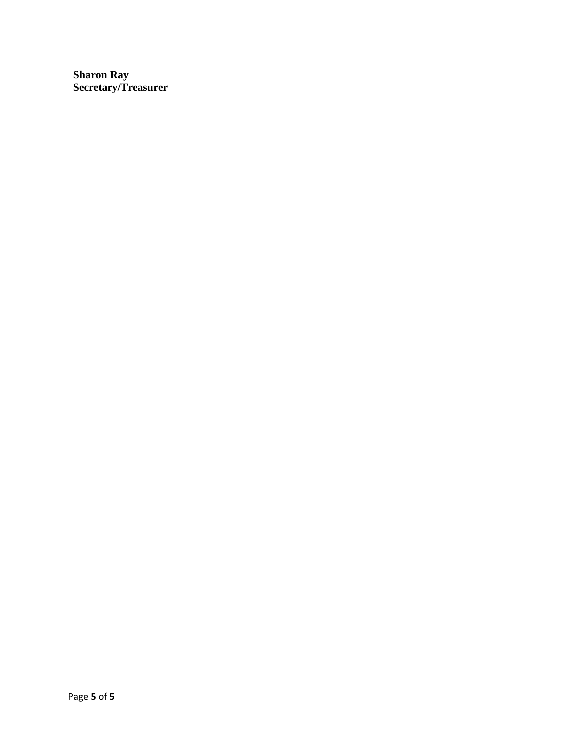\_\_\_\_\_\_\_\_\_\_\_\_\_\_\_\_\_\_\_\_\_\_\_\_\_\_\_\_\_\_\_\_\_\_\_\_\_\_\_\_

**Sharon Ray**
**Secretary/Treasurer**